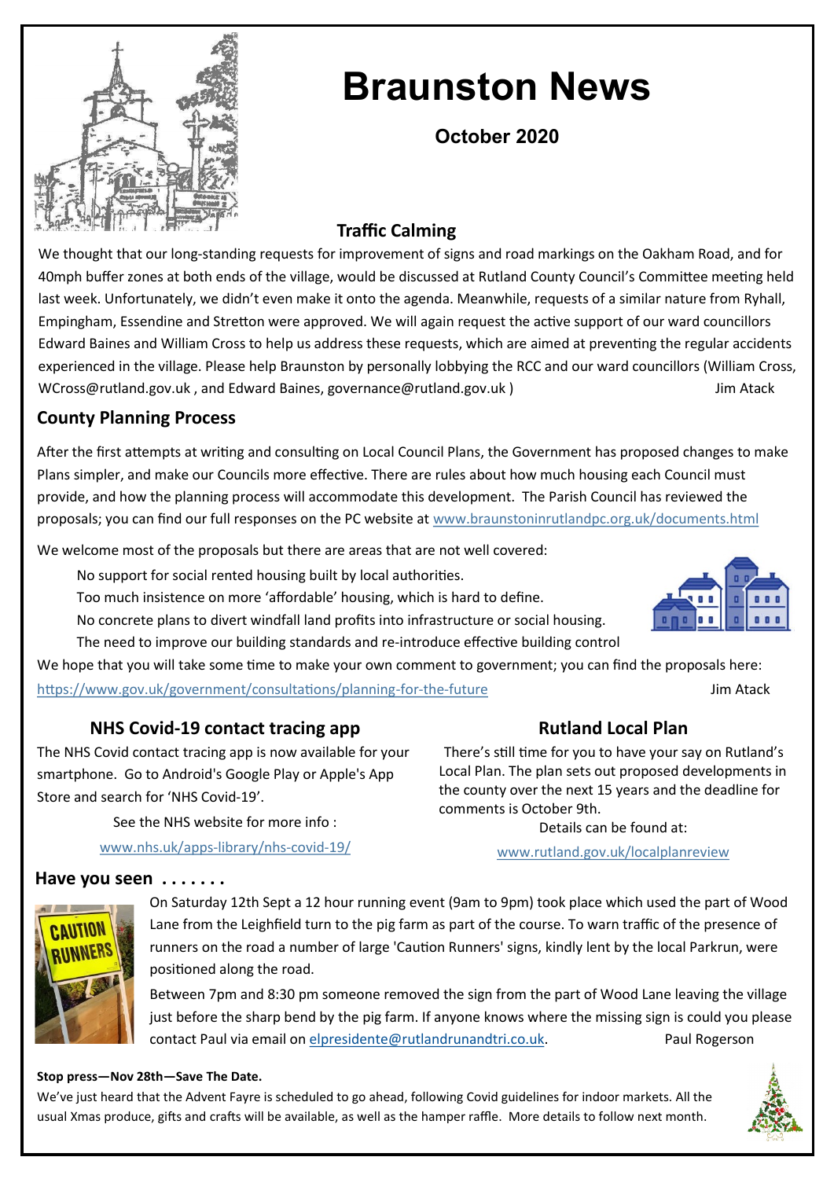# Braunston News

**October 2020**

## Traffic Calming

We thought that our long-standing requests for improvement of signs and road markings on the Oakham Road, and for 40mph buffer zones at both ends of the village, would be discussed at Rutland County Council's Committee meeting held last week. Unfortunately, we didn't even make it onto the agenda. Meanwhile, requests of a similar nature from Ryhall, Empingham, Essendine and Stretton were approved. We will again request the active support of our ward councillors Edward Baines and William Cross to help us address these requests, which are aimed at preventing the regular accidents experienced in the village. Please help Braunston by personally lobbying the RCC and our ward councillors (William Cross, WCross@rutland.gov.uk , and Edward Baines, governance@rutland.gov.uk )

Jim Atack

## County Planning Process

After the first attempts at writing and consulting on Local Council Plans, the Government has proposed changes to make Plans simpler, and make our Councils more effective. There are rules about how much housing each Council must provide, and how the planning process will accommodate this development. The Parish Council has reviewed the proposals; you can find our full responses on the PC website at www.braunstoninrutlandpc.org.uk/documents.html

We welcome most of the proposals but there are areas that are not well covered:

- No support for social rented housing built by local authorities.
- Too much insistence on more 'affordable' housing, which is hard to define.
- No concrete plans to divert windfall land profits into infrastructure or social housing.
- The need to improve our building standards and re-introduce effective building control

We hope that you will take some time to make your own comment to government; you can find the proposals here: https://www.gov.uk/government/consultations/planning-for-the-future

Jim Atack

## NHS Covid-19 contact tracing app

The NHS Covid contact tracing app is now available for your smartphone. Go to Android's Google Play or Apple's App Store and search for 'NHS Covid-19'.

See the NHS website for more info :

www.nhs.uk/apps-library/nhs-covid-19/

## Rutland Local Plan

There's still time for you to have your say on Rutland's Local Plan. The plan sets out proposed developments in the county over the next 15 years and the deadline for comments is October 9th.

Details can be found at:

www.rutland.gov.uk/localplanreview

## Have you seen .......

On Saturday 12th Sept a 12 hour running event (9am to 9pm) took place which used the part of Wood Lane from the Leighfield turn to the pig farm as part of the course. To warn traffic of the presence of runners on the road a number of large 'Caution Runners' signs, kindly lent by the local Parkrun, were positioned along the road.

Between 7pm and 8:30 pm someone removed the sign from the part of Wood Lane leaving the village just before the sharp bend by the pig farm. If anyone knows where the missing sign is could you please contact Paul via email on elpresidente@rutlandrunandtri.co.uk.

Paul Rogerson

**Stop press—Nov 28th—Save The Date.**

We've just heard that the Advent Fayre is scheduled to go ahead, following Covid guidelines for indoor markets. All the usual Xmas produce, gifts and crafts will be available, as well as the hamper raffle. More details to follow next month.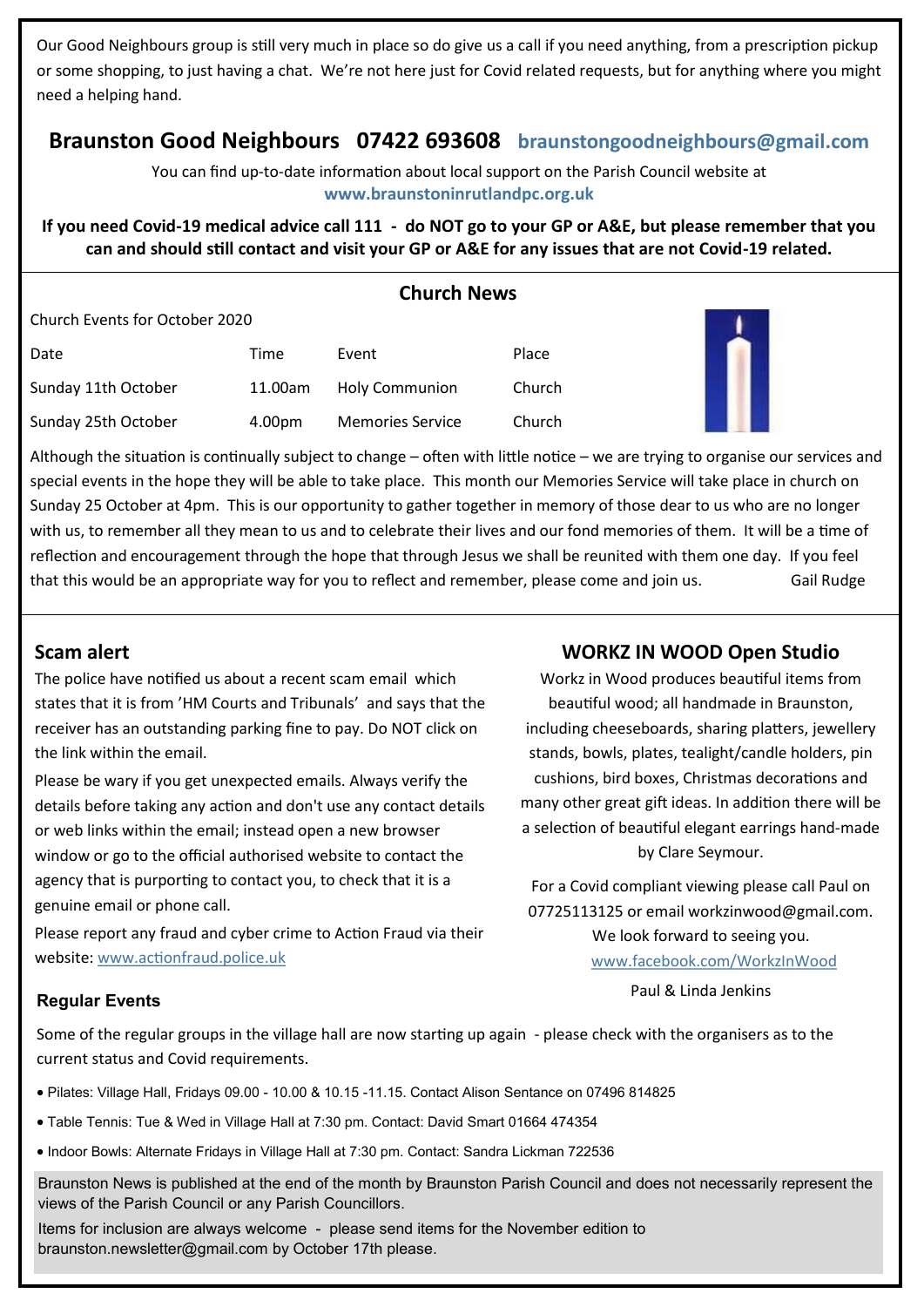Our Good Neighbours group is still very much in place so do give us a call if you need anything, from a prescription pickup or some shopping, to just having a chat. We're not here just for Covid related requests, but for anything where you might need a helping hand.

## Braunston Good Neighbours 07422 693608 braunstongoodneighbours@gmail.com

You can find up-to-date information about local support on the Parish Council website at **www.braunstoninrutlandpc.org.uk**

**If you need Covid-19 medical advice call 111 - do NOT go to your GP or A&E, but please remember that you can and should still contact and visit your GP or A&E for any issues that are not Covid-19 related.**

## Church News

Church Events for October 2020

| Date | Time | Event | Place |
|---|---|---|---|
| Sunday 11th October | 11.00am | Holy Communion | Church |
| Sunday 25th October | 4.00pm | Memories Service | Church |

Although the situation is continually subject to change – often with little notice – we are trying to organise our services and special events in the hope they will be able to take place. This month our Memories Service will take place in church on Sunday 25 October at 4pm. This is our opportunity to gather together in memory of those dear to us who are no longer with us, to remember all they mean to us and to celebrate their lives and our fond memories of them. It will be a time of reflection and encouragement through the hope that through Jesus we shall be reunited with them one day. If you feel that this would be an appropriate way for you to reflect and remember, please come and join us. Gail Rudge

## Scam alert

The police have notified us about a recent scam email which states that it is from 'HM Courts and Tribunals' and says that the receiver has an outstanding parking fine to pay. Do NOT click on the link within the email.

Please be wary if you get unexpected emails. Always verify the details before taking any action and don't use any contact details or web links within the email; instead open a new browser window or go to the official authorised website to contact the agency that is purporting to contact you, to check that it is a genuine email or phone call.

Please report any fraud and cyber crime to Action Fraud via their website: www.actionfraud.police.uk

## WORKZ IN WOOD Open Studio

Workz in Wood produces beautiful items from beautiful wood; all handmade in Braunston, including cheeseboards, sharing platters, jewellery stands, bowls, plates, tealight/candle holders, pin cushions, bird boxes, Christmas decorations and many other great gift ideas. In addition there will be a selection of beautiful elegant earrings hand-made by Clare Seymour.

For a Covid compliant viewing please call Paul on 07725113125 or email workzinwood@gmail.com. We look forward to seeing you.

www.facebook.com/WorkzInWood

Paul & Linda Jenkins

## Regular Events

Some of the regular groups in the village hall are now starting up again - please check with the organisers as to the current status and Covid requirements.

- Pilates: Village Hall, Fridays 09.00 - 10.00 & 10.15 -11.15. Contact Alison Sentance on 07496 814825
- Table Tennis: Tue & Wed in Village Hall at 7:30 pm. Contact: David Smart 01664 474354
- Indoor Bowls: Alternate Fridays in Village Hall at 7:30 pm. Contact: Sandra Lickman 722536

Braunston News is published at the end of the month by Braunston Parish Council and does not necessarily represent the views of the Parish Council or any Parish Councillors.

Items for inclusion are always welcome - please send items for the November edition to braunston.newsletter@gmail.com by October 17th please.